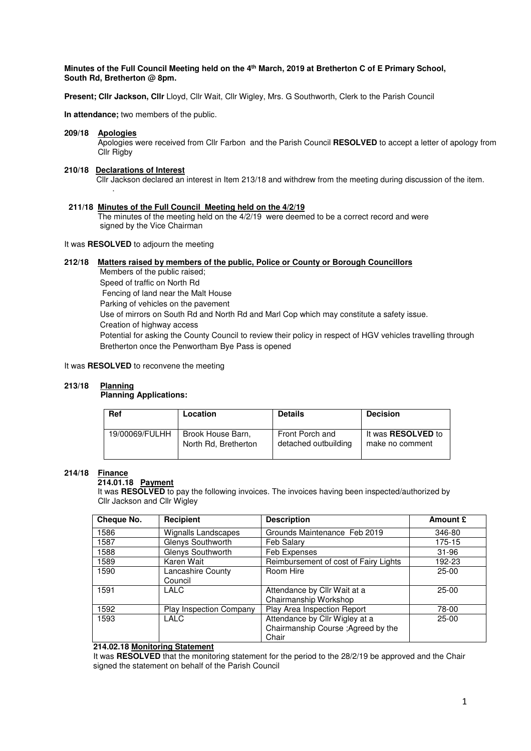**Minutes of the Full Council Meeting held on the 4th March, 2019 at Bretherton C of E Primary School, South Rd, Bretherton @ 8pm.**

**Present; Cllr Jackson, Cllr** Lloyd, Cllr Wait, Cllr Wigley, Mrs. G Southworth, Clerk to the Parish Council

**In attendance;** two members of the public.

**209/18 Apologies**

Apologies were received from Cllr Farbon and the Parish Council **RESOLVED** to accept a letter of apology from Cllr Rigby

**210/18 Declarations of Interest**

Cllr Jackson declared an interest in Item 213/18 and withdrew from the meeting during discussion of the item.

.

**211/18 Minutes of the Full Council Meeting held on the 4/2/19**

The minutes of the meeting held on the 4/2/19 were deemed to be a correct record and were signed by the Vice Chairman

It was **RESOLVED** to adjourn the meeting

**212/18 Matters raised by members of the public, Police or County or Borough Councillors**

Members of the public raised;

Speed of traffic on North Rd

Fencing of land near the Malt House

Parking of vehicles on the pavement

Use of mirrors on South Rd and North Rd and Marl Cop which may constitute a safety issue.

Creation of highway access

Potential for asking the County Council to review their policy in respect of HGV vehicles travelling through Bretherton once the Penwortham Bye Pass is opened

It was **RESOLVED** to reconvene the meeting

**213/18 Planning**

**Planning Applications:**

| Ref | Location | Details | Decision |
|---|---|---|---|
| 19/00069/FULHH | Brook House Barn, North Rd, Bretherton | Front Porch and detached outbuilding | It was **RESOLVED** to make no comment |

**214/18 Finance**

**214.01.18 Payment**

It was **RESOLVED** to pay the following invoices. The invoices having been inspected/authorized by Cllr Jackson and Cllr Wigley

| Cheque No. | Recipient | Description | Amount £ |
|---|---|---|---|
| 1586 | Wignalls Landscapes | Grounds Maintenance Feb 2019 | 346-80 |
| 1587 | Glenys Southworth | Feb Salary | 175-15 |
| 1588 | Glenys Southworth | Feb Expenses | 31-96 |
| 1589 | Karen Wait | Reimbursement of cost of Fairy Lights | 192-23 |
| 1590 | Lancashire County Council | Room Hire | 25-00 |
| 1591 | LALC | Attendance by Cllr Wait at a Chairmanship Workshop | 25-00 |
| 1592 | Play Inspection Company | Play Area Inspection Report | 78-00 |
| 1593 | LALC | Attendance by Cllr Wigley at a Chairmanship Course ;Agreed by the Chair | 25-00 |

**214.02.18 Monitoring Statement**

It was **RESOLVED** that the monitoring statement for the period to the 28/2/19 be approved and the Chair signed the statement on behalf of the Parish Council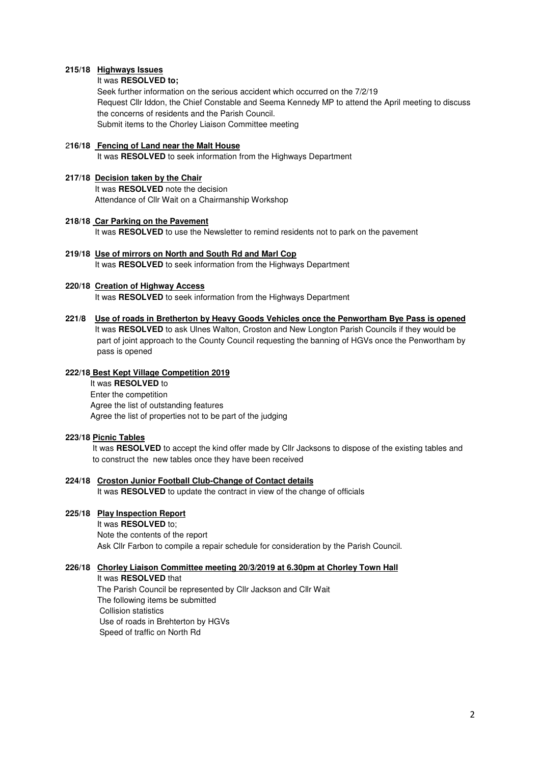**215/18 Highways Issues**

It was **RESOLVED to;**

Seek further information on the serious accident which occurred on the 7/2/19

Request Cllr Iddon, the Chief Constable and Seema Kennedy MP to attend the April meeting to discuss the concerns of residents and the Parish Council.

Submit items to the Chorley Liaison Committee meeting

**216/18 Fencing of Land near the Malt House**

It was **RESOLVED** to seek information from the Highways Department

**217/18 Decision taken by the Chair**

It was **RESOLVED** note the decision

Attendance of Cllr Wait on a Chairmanship Workshop

**218/18 Car Parking on the Pavement**

It was **RESOLVED** to use the Newsletter to remind residents not to park on the pavement

**219/18 Use of mirrors on North and South Rd and Marl Cop**

It was **RESOLVED** to seek information from the Highways Department

**220/18 Creation of Highway Access**

It was **RESOLVED** to seek information from the Highways Department

**221/8 Use of roads in Bretherton by Heavy Goods Vehicles once the Penwortham Bye Pass is opened**

It was **RESOLVED** to ask Ulnes Walton, Croston and New Longton Parish Councils if they would be part of joint approach to the County Council requesting the banning of HGVs once the Penwortham by pass is opened

**222/18 Best Kept Village Competition 2019**

It was **RESOLVED** to

Enter the competition

Agree the list of outstanding features

Agree the list of properties not to be part of the judging

**223/18 Picnic Tables**

It was **RESOLVED** to accept the kind offer made by Cllr Jacksons to dispose of the existing tables and to construct the new tables once they have been received

**224/18 Croston Junior Football Club-Change of Contact details**

It was **RESOLVED** to update the contract in view of the change of officials

**225/18 Play Inspection Report**

It was **RESOLVED** to;

Note the contents of the report

Ask Cllr Farbon to compile a repair schedule for consideration by the Parish Council.

**226/18 Chorley Liaison Committee meeting 20/3/2019 at 6.30pm at Chorley Town Hall**

It was **RESOLVED** that

The Parish Council be represented by Cllr Jackson and Cllr Wait

The following items be submitted

Collision statistics

Use of roads in Brehterton by HGVs

Speed of traffic on North Rd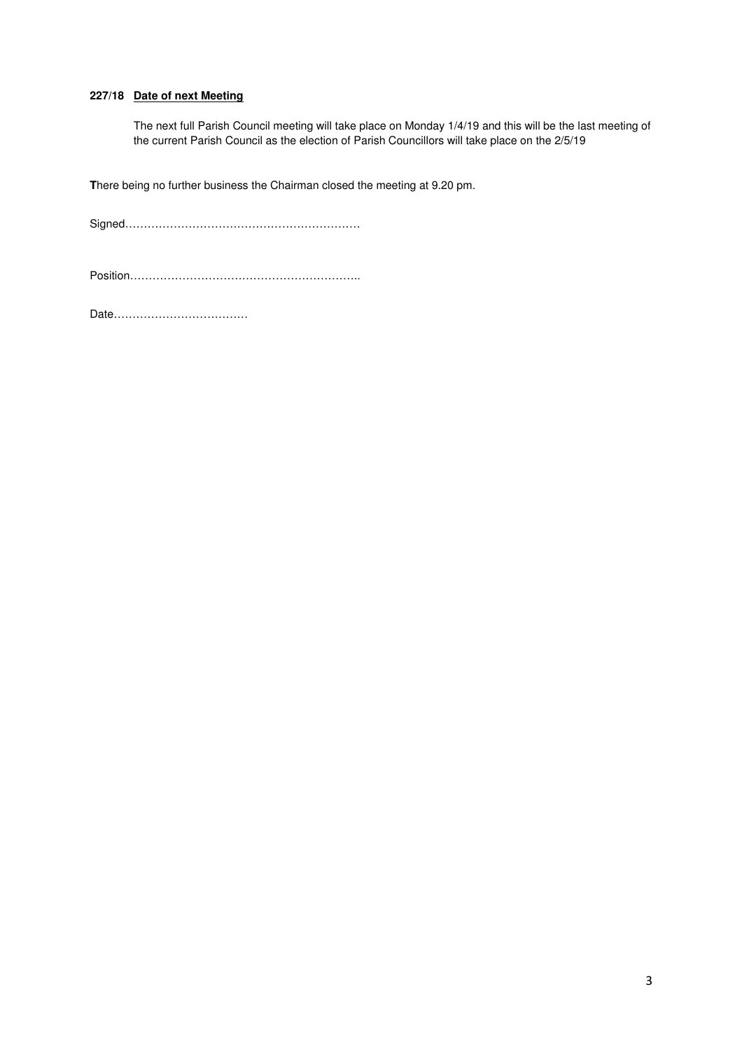**227/18 Date of next Meeting**

The next full Parish Council meeting will take place on Monday 1/4/19 and this will be the last meeting of the current Parish Council as the election of Parish Councillors will take place on the 2/5/19

**T**here being no further business the Chairman closed the meeting at 9.20 pm.

Signed………………………………………………………

Position……………………………………………………..

Date………………………………